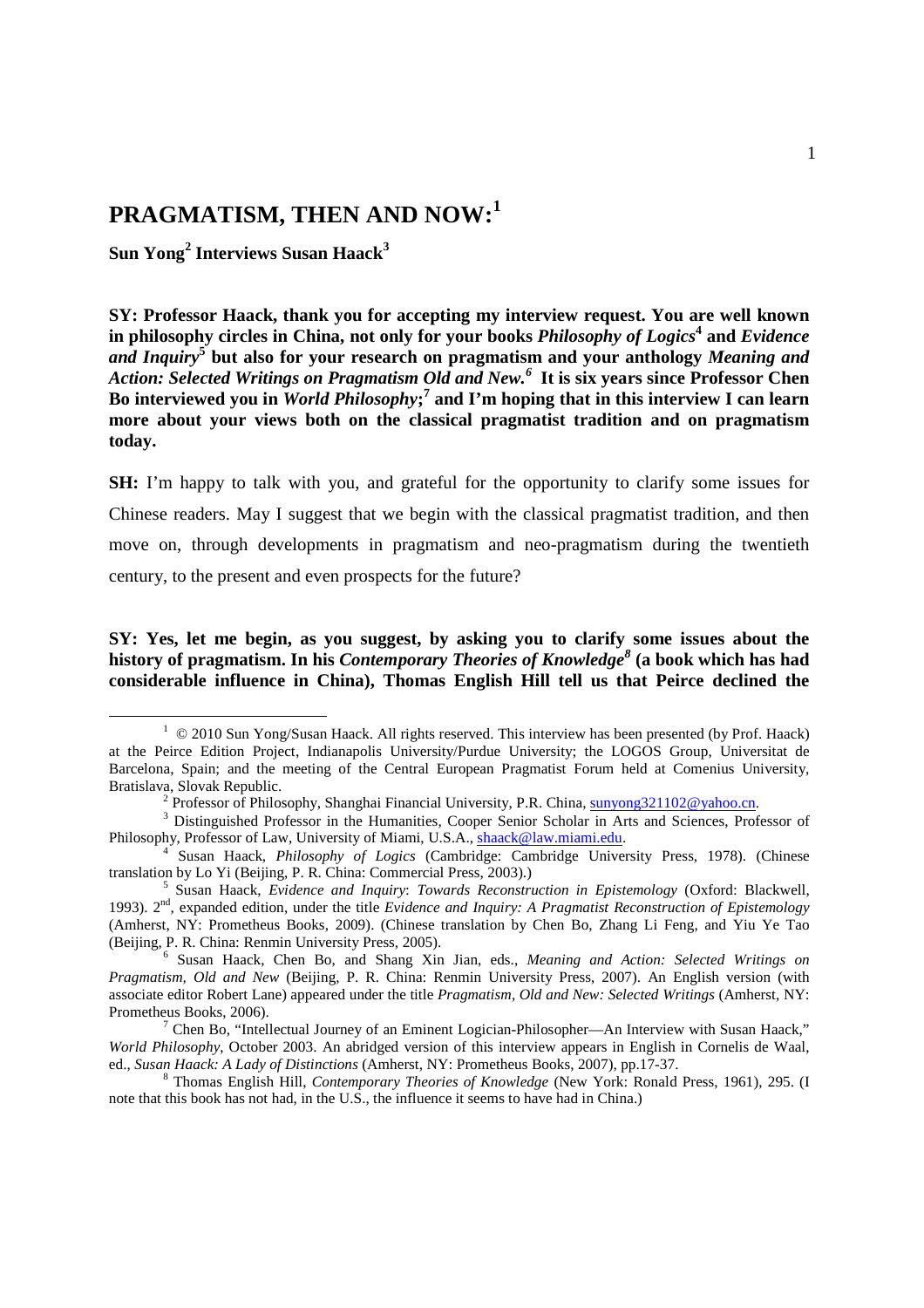# PRAGMATISM, THEN AND NOW:[1]

**Sun Yong[2] Interviews Susan Haack[3]**

**SY: Professor Haack, thank you for accepting my interview request. You are well known in philosophy circles in China, not only for your books *Philosophy of Logics*[4] and *Evidence and Inquiry*[5] but also for your research on pragmatism and your anthology *Meaning and Action: Selected Writings on Pragmatism Old and New.*[6] It is six years since Professor Chen Bo interviewed you in *World Philosophy*;[7] and I'm hoping that in this interview I can learn more about your views both on the classical pragmatist tradition and on pragmatism today.**

**SH:** I'm happy to talk with you, and grateful for the opportunity to clarify some issues for Chinese readers. May I suggest that we begin with the classical pragmatist tradition, and then move on, through developments in pragmatism and neo-pragmatism during the twentieth century, to the present and even prospects for the future?

**SY: Yes, let me begin, as you suggest, by asking you to clarify some issues about the history of pragmatism. In his *Contemporary Theories of Knowledge*[8] (a book which has had considerable influence in China), Thomas English Hill tell us that Peirce declined the**

---

[1] © 2010 Sun Yong/Susan Haack. All rights reserved. This interview has been presented (by Prof. Haack) at the Peirce Edition Project, Indianapolis University/Purdue University; the LOGOS Group, Universitat de Barcelona, Spain; and the meeting of the Central European Pragmatist Forum held at Comenius University, Bratislava, Slovak Republic.

[2] Professor of Philosophy, Shanghai Financial University, P.R. China, sunyong321102@yahoo.cn.

[3] Distinguished Professor in the Humanities, Cooper Senior Scholar in Arts and Sciences, Professor of Philosophy, Professor of Law, University of Miami, U.S.A., shaack@law.miami.edu.

[4] Susan Haack, *Philosophy of Logics* (Cambridge: Cambridge University Press, 1978). (Chinese translation by Lo Yi (Beijing, P. R. China: Commercial Press, 2003).)

[5] Susan Haack, *Evidence and Inquiry*: *Towards Reconstruction in Epistemology* (Oxford: Blackwell, 1993). 2nd, expanded edition, under the title *Evidence and Inquiry: A Pragmatist Reconstruction of Epistemology* (Amherst, NY: Prometheus Books, 2009). (Chinese translation by Chen Bo, Zhang Li Feng, and Yiu Ye Tao (Beijing, P. R. China: Renmin University Press, 2005).

[6] Susan Haack, Chen Bo, and Shang Xin Jian, eds., *Meaning and Action: Selected Writings on Pragmatism, Old and New* (Beijing, P. R. China: Renmin University Press, 2007). An English version (with associate editor Robert Lane) appeared under the title *Pragmatism, Old and New: Selected Writings* (Amherst, NY: Prometheus Books, 2006).

[7] Chen Bo, "Intellectual Journey of an Eminent Logician-Philosopher—An Interview with Susan Haack," *World Philosophy*, October 2003. An abridged version of this interview appears in English in Cornelis de Waal, ed., *Susan Haack: A Lady of Distinctions* (Amherst, NY: Prometheus Books, 2007), pp.17-37.

[8] Thomas English Hill, *Contemporary Theories of Knowledge* (New York: Ronald Press, 1961), 295. (I note that this book has not had, in the U.S., the influence it seems to have had in China.)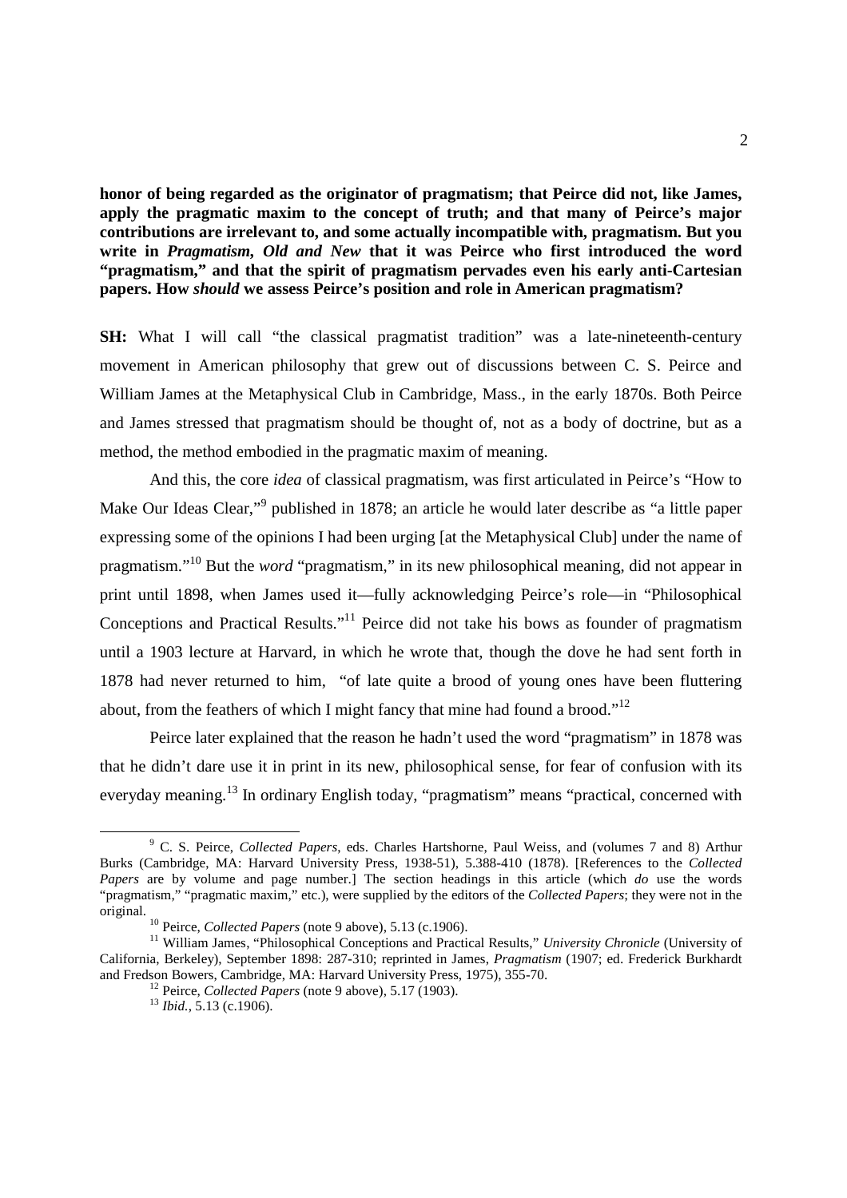**honor of being regarded as the originator of pragmatism; that Peirce did not, like James, apply the pragmatic maxim to the concept of truth; and that many of Peirce's major contributions are irrelevant to, and some actually incompatible with, pragmatism. But you write in *Pragmatism, Old and New* that it was Peirce who first introduced the word "pragmatism," and that the spirit of pragmatism pervades even his early anti-Cartesian papers. How *should* we assess Peirce's position and role in American pragmatism?**

**SH:** What I will call "the classical pragmatist tradition" was a late-nineteenth-century movement in American philosophy that grew out of discussions between C. S. Peirce and William James at the Metaphysical Club in Cambridge, Mass., in the early 1870s. Both Peirce and James stressed that pragmatism should be thought of, not as a body of doctrine, but as a method, the method embodied in the pragmatic maxim of meaning.

And this, the core *idea* of classical pragmatism, was first articulated in Peirce's "How to Make Our Ideas Clear,"[9] published in 1878; an article he would later describe as "a little paper expressing some of the opinions I had been urging [at the Metaphysical Club] under the name of pragmatism."[10] But the *word* "pragmatism," in its new philosophical meaning, did not appear in print until 1898, when James used it—fully acknowledging Peirce's role—in "Philosophical Conceptions and Practical Results."[11] Peirce did not take his bows as founder of pragmatism until a 1903 lecture at Harvard, in which he wrote that, though the dove he had sent forth in 1878 had never returned to him, "of late quite a brood of young ones have been fluttering about, from the feathers of which I might fancy that mine had found a brood."[12]

Peirce later explained that the reason he hadn't used the word "pragmatism" in 1878 was that he didn't dare use it in print in its new, philosophical sense, for fear of confusion with its everyday meaning.[13] In ordinary English today, "pragmatism" means "practical, concerned with

---

[9] C. S. Peirce, *Collected Papers*, eds. Charles Hartshorne, Paul Weiss, and (volumes 7 and 8) Arthur Burks (Cambridge, MA: Harvard University Press, 1938-51), 5.388-410 (1878). [References to the *Collected Papers* are by volume and page number.] The section headings in this article (which *do* use the words "pragmatism," "pragmatic maxim," etc.), were supplied by the editors of the *Collected Papers*; they were not in the original.

[10] Peirce, *Collected Papers* (note 9 above), 5.13 (c.1906).

[11] William James, "Philosophical Conceptions and Practical Results," *University Chronicle* (University of California, Berkeley), September 1898: 287-310; reprinted in James, *Pragmatism* (1907; ed. Frederick Burkhardt and Fredson Bowers, Cambridge, MA: Harvard University Press, 1975), 355-70.

[12] Peirce, *Collected Papers* (note 9 above), 5.17 (1903).

[13] *Ibid.*, 5.13 (c.1906).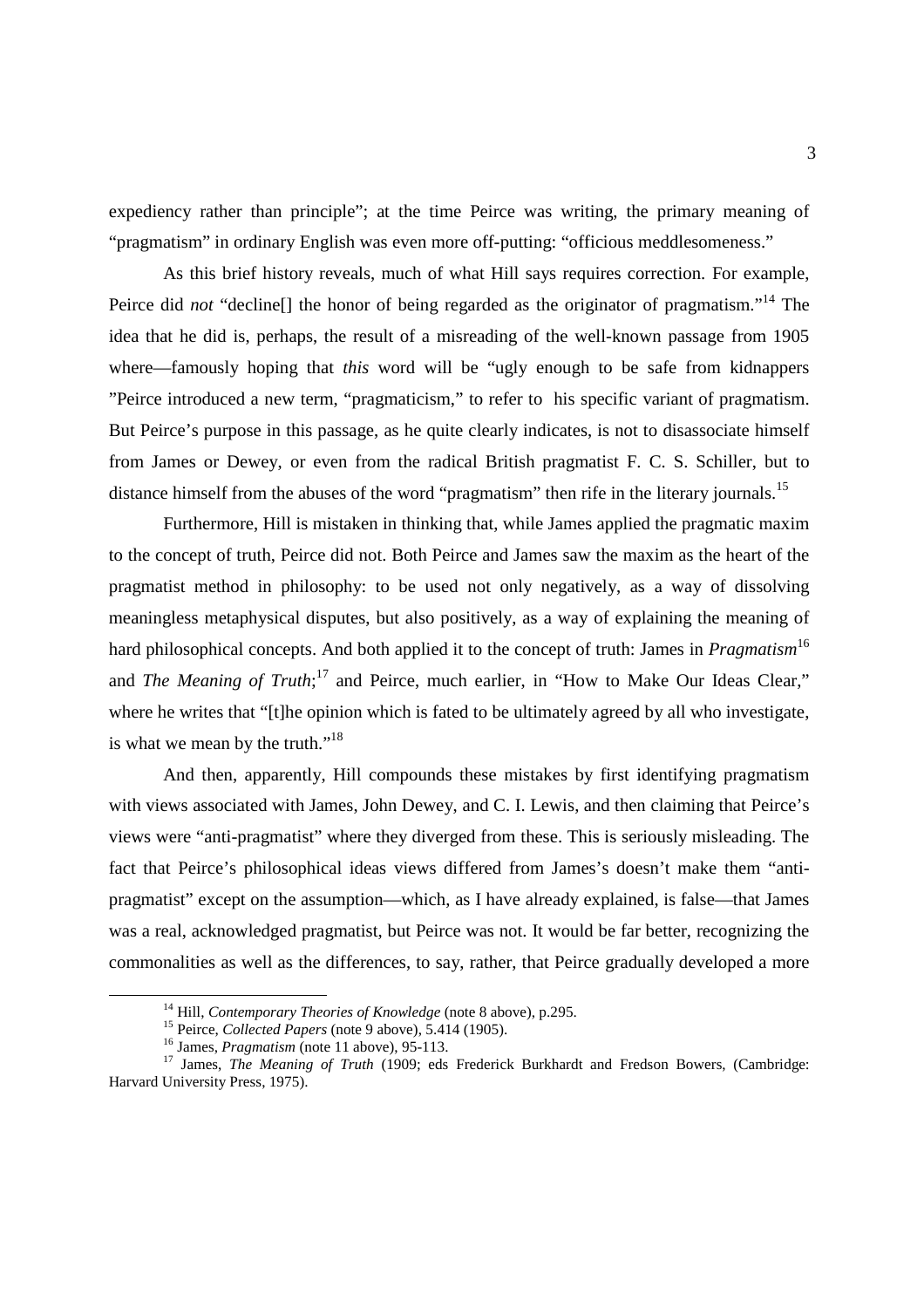expediency rather than principle"; at the time Peirce was writing, the primary meaning of "pragmatism" in ordinary English was even more off-putting: "officious meddlesomeness."

As this brief history reveals, much of what Hill says requires correction. For example, Peirce did *not* "decline[] the honor of being regarded as the originator of pragmatism."[14] The idea that he did is, perhaps, the result of a misreading of the well-known passage from 1905 where—famously hoping that *this* word will be "ugly enough to be safe from kidnappers "Peirce introduced a new term, "pragmaticism," to refer to his specific variant of pragmatism. But Peirce's purpose in this passage, as he quite clearly indicates, is not to disassociate himself from James or Dewey, or even from the radical British pragmatist F. C. S. Schiller, but to distance himself from the abuses of the word "pragmatism" then rife in the literary journals.[15]

Furthermore, Hill is mistaken in thinking that, while James applied the pragmatic maxim to the concept of truth, Peirce did not. Both Peirce and James saw the maxim as the heart of the pragmatist method in philosophy: to be used not only negatively, as a way of dissolving meaningless metaphysical disputes, but also positively, as a way of explaining the meaning of hard philosophical concepts. And both applied it to the concept of truth: James in *Pragmatism*[16] and *The Meaning of Truth*;[17] and Peirce, much earlier, in "How to Make Our Ideas Clear," where he writes that "[t]he opinion which is fated to be ultimately agreed by all who investigate, is what we mean by the truth."[18]

And then, apparently, Hill compounds these mistakes by first identifying pragmatism with views associated with James, John Dewey, and C. I. Lewis, and then claiming that Peirce's views were "anti-pragmatist" where they diverged from these. This is seriously misleading. The fact that Peirce's philosophical ideas views differed from James's doesn't make them "anti-pragmatist" except on the assumption—which, as I have already explained, is false—that James was a real, acknowledged pragmatist, but Peirce was not. It would be far better, recognizing the commonalities as well as the differences, to say, rather, that Peirce gradually developed a more

---

[14] Hill, *Contemporary Theories of Knowledge* (note 8 above), p.295.

[15] Peirce, *Collected Papers* (note 9 above), 5.414 (1905).

[16] James, *Pragmatism* (note 11 above), 95-113.

[17] James, *The Meaning of Truth* (1909; eds Frederick Burkhardt and Fredson Bowers, (Cambridge: Harvard University Press, 1975).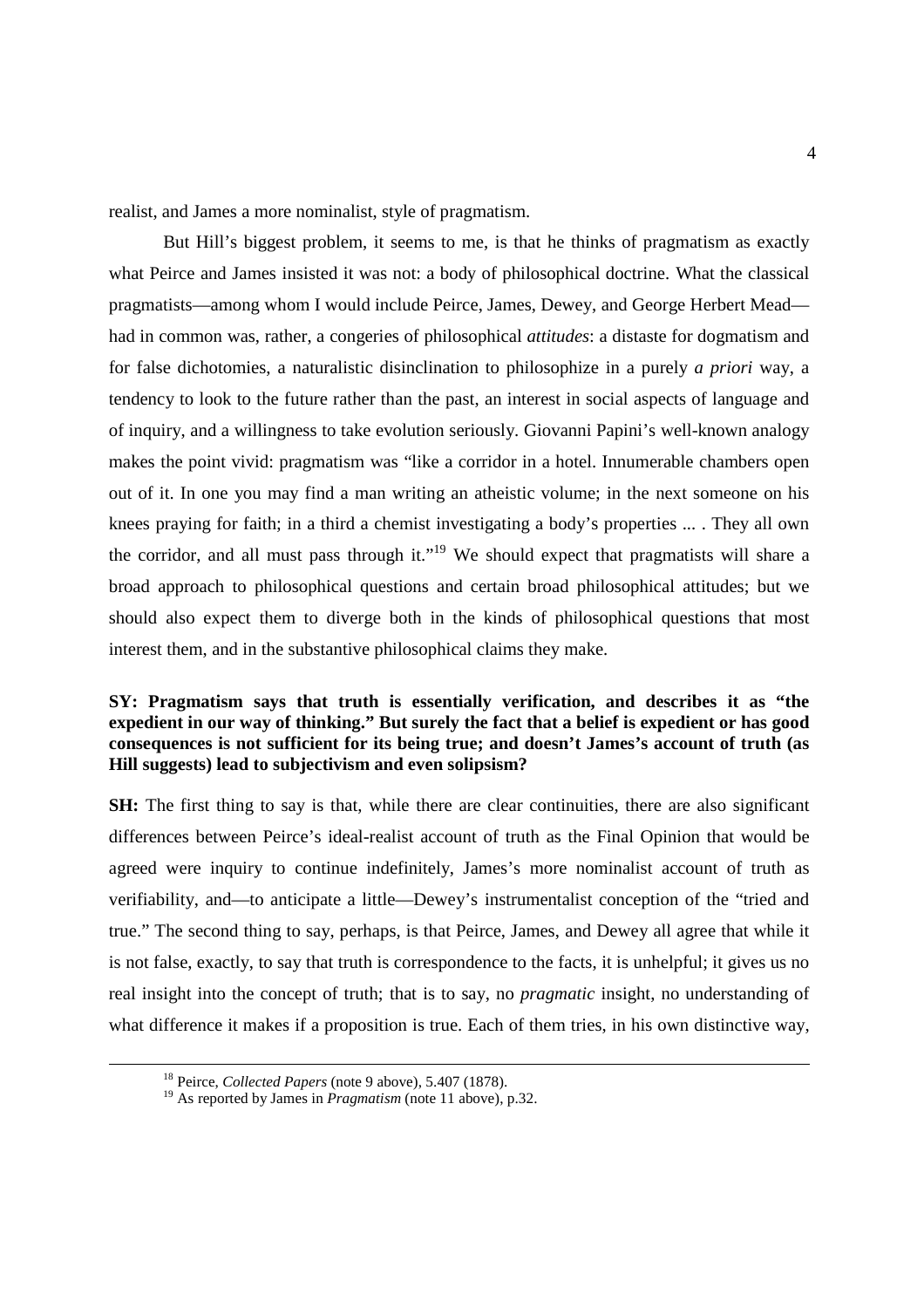realist, and James a more nominalist, style of pragmatism.

But Hill's biggest problem, it seems to me, is that he thinks of pragmatism as exactly what Peirce and James insisted it was not: a body of philosophical doctrine. What the classical pragmatists—among whom I would include Peirce, James, Dewey, and George Herbert Mead—had in common was, rather, a congeries of philosophical *attitudes*: a distaste for dogmatism and for false dichotomies, a naturalistic disinclination to philosophize in a purely *a priori* way, a tendency to look to the future rather than the past, an interest in social aspects of language and of inquiry, and a willingness to take evolution seriously. Giovanni Papini's well-known analogy makes the point vivid: pragmatism was "like a corridor in a hotel. Innumerable chambers open out of it. In one you may find a man writing an atheistic volume; in the next someone on his knees praying for faith; in a third a chemist investigating a body's properties ... . They all own the corridor, and all must pass through it."[19] We should expect that pragmatists will share a broad approach to philosophical questions and certain broad philosophical attitudes; but we should also expect them to diverge both in the kinds of philosophical questions that most interest them, and in the substantive philosophical claims they make.

**SY: Pragmatism says that truth is essentially verification, and describes it as "the expedient in our way of thinking." But surely the fact that a belief is expedient or has good consequences is not sufficient for its being true; and doesn't James's account of truth (as Hill suggests) lead to subjectivism and even solipsism?**

**SH:** The first thing to say is that, while there are clear continuities, there are also significant differences between Peirce's ideal-realist account of truth as the Final Opinion that would be agreed were inquiry to continue indefinitely, James's more nominalist account of truth as verifiability, and—to anticipate a little—Dewey's instrumentalist conception of the "tried and true." The second thing to say, perhaps, is that Peirce, James, and Dewey all agree that while it is not false, exactly, to say that truth is correspondence to the facts, it is unhelpful; it gives us no real insight into the concept of truth; that is to say, no *pragmatic* insight, no understanding of what difference it makes if a proposition is true. Each of them tries, in his own distinctive way,

[18] Peirce, *Collected Papers* (note 9 above), 5.407 (1878).

[19] As reported by James in *Pragmatism* (note 11 above), p.32.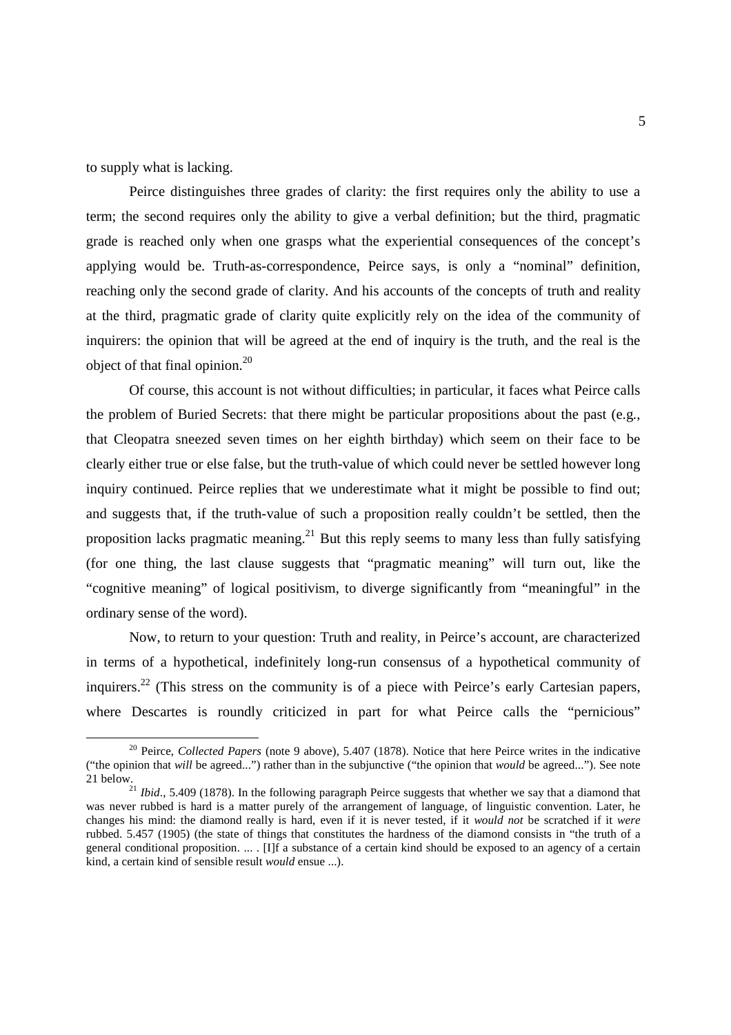to supply what is lacking.

Peirce distinguishes three grades of clarity: the first requires only the ability to use a term; the second requires only the ability to give a verbal definition; but the third, pragmatic grade is reached only when one grasps what the experiential consequences of the concept's applying would be. Truth-as-correspondence, Peirce says, is only a "nominal" definition, reaching only the second grade of clarity. And his accounts of the concepts of truth and reality at the third, pragmatic grade of clarity quite explicitly rely on the idea of the community of inquirers: the opinion that will be agreed at the end of inquiry is the truth, and the real is the object of that final opinion.[20]

Of course, this account is not without difficulties; in particular, it faces what Peirce calls the problem of Buried Secrets: that there might be particular propositions about the past (e.g., that Cleopatra sneezed seven times on her eighth birthday) which seem on their face to be clearly either true or else false, but the truth-value of which could never be settled however long inquiry continued. Peirce replies that we underestimate what it might be possible to find out; and suggests that, if the truth-value of such a proposition really couldn't be settled, then the proposition lacks pragmatic meaning.[21] But this reply seems to many less than fully satisfying (for one thing, the last clause suggests that "pragmatic meaning" will turn out, like the "cognitive meaning" of logical positivism, to diverge significantly from "meaningful" in the ordinary sense of the word).

Now, to return to your question: Truth and reality, in Peirce's account, are characterized in terms of a hypothetical, indefinitely long-run consensus of a hypothetical community of inquirers.[22] (This stress on the community is of a piece with Peirce's early Cartesian papers, where Descartes is roundly criticized in part for what Peirce calls the "pernicious"

[20] Peirce, *Collected Papers* (note 9 above), 5.407 (1878). Notice that here Peirce writes in the indicative ("the opinion that *will* be agreed...") rather than in the subjunctive ("the opinion that *would* be agreed..."). See note 21 below.

[21] *Ibid*., 5.409 (1878). In the following paragraph Peirce suggests that whether we say that a diamond that was never rubbed is hard is a matter purely of the arrangement of language, of linguistic convention. Later, he changes his mind: the diamond really is hard, even if it is never tested, if it *would not* be scratched if it *were* rubbed. 5.457 (1905) (the state of things that constitutes the hardness of the diamond consists in "the truth of a general conditional proposition. ... . [I]f a substance of a certain kind should be exposed to an agency of a certain kind, a certain kind of sensible result *would* ensue ...).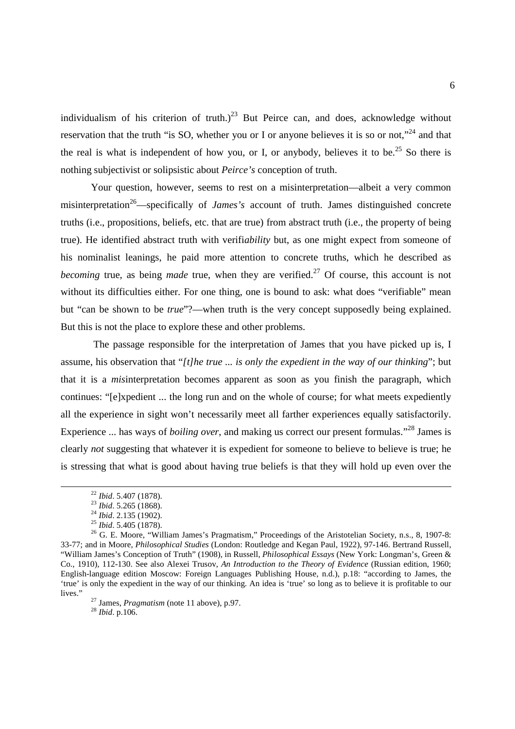individualism of his criterion of truth.)[23] But Peirce can, and does, acknowledge without reservation that the truth "is SO, whether you or I or anyone believes it is so or not,"[24] and that the real is what is independent of how you, or I, or anybody, believes it to be.[25] So there is nothing subjectivist or solipsistic about *Peirce's* conception of truth.

Your question, however, seems to rest on a misinterpretation—albeit a very common misinterpretation[26]—specifically of *James's* account of truth. James distinguished concrete truths (i.e., propositions, beliefs, etc. that are true) from abstract truth (i.e., the property of being true). He identified abstract truth with verifi*ability* but, as one might expect from someone of his nominalist leanings, he paid more attention to concrete truths, which he described as *becoming* true, as being *made* true, when they are verified.[27] Of course, this account is not without its difficulties either. For one thing, one is bound to ask: what does "verifiable" mean but "can be shown to be *true*"?—when truth is the very concept supposedly being explained. But this is not the place to explore these and other problems.

The passage responsible for the interpretation of James that you have picked up is, I assume, his observation that "*[t]he true ... is only the expedient in the way of our thinking*"; but that it is a *mis*interpretation becomes apparent as soon as you finish the paragraph, which continues: "[e]xpedient ... the long run and on the whole of course; for what meets expediently all the experience in sight won't necessarily meet all farther experiences equally satisfactorily. Experience ... has ways of *boiling over*, and making us correct our present formulas."[28] James is clearly *not* suggesting that whatever it is expedient for someone to believe to believe is true; he is stressing that what is good about having true beliefs is that they will hold up even over the

---

[22] *Ibid*. 5.407 (1878).

[23] *Ibid*. 5.265 (1868).

[24] *Ibid*. 2.135 (1902).

[25] *Ibid*. 5.405 (1878).

[26] G. E. Moore, "William James's Pragmatism," Proceedings of the Aristotelian Society, n.s., 8, 1907-8: 33-77; and in Moore, *Philosophical Studies* (London: Routledge and Kegan Paul, 1922), 97-146. Bertrand Russell, "William James's Conception of Truth" (1908), in Russell, *Philosophical Essays* (New York: Longman's, Green & Co., 1910), 112-130. See also Alexei Trusov, *An Introduction to the Theory of Evidence* (Russian edition, 1960; English-language edition Moscow: Foreign Languages Publishing House, n.d.), p.18: "according to James, the 'true' is only the expedient in the way of our thinking. An idea is 'true' so long as to believe it is profitable to our lives."

[27] James, *Pragmatism* (note 11 above), p.97.

[28] *Ibid*. p.106.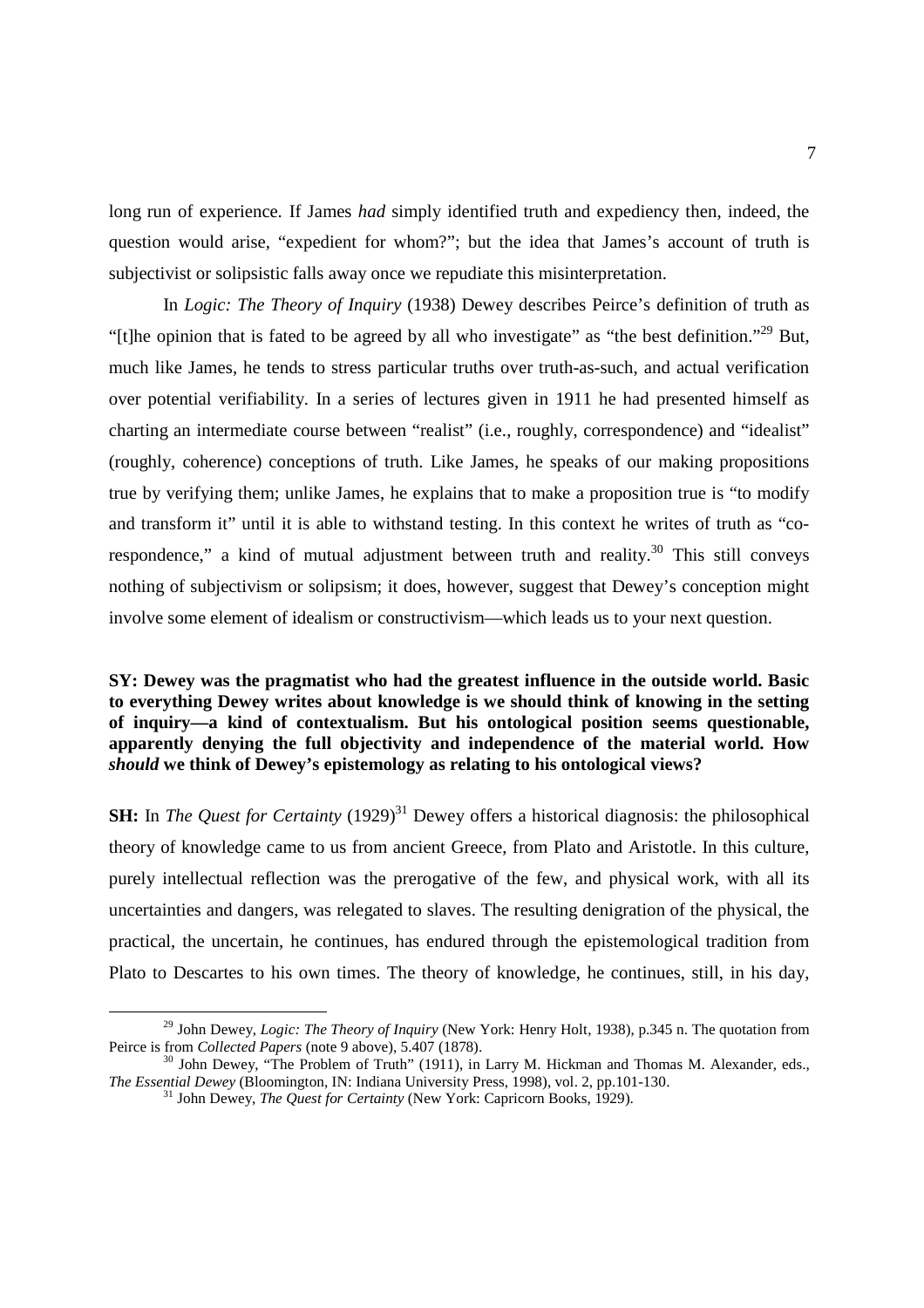long run of experience. If James *had* simply identified truth and expediency then, indeed, the question would arise, "expedient for whom?"; but the idea that James's account of truth is subjectivist or solipsistic falls away once we repudiate this misinterpretation.

In *Logic: The Theory of Inquiry* (1938) Dewey describes Peirce's definition of truth as "[t]he opinion that is fated to be agreed by all who investigate" as "the best definition."[29] But, much like James, he tends to stress particular truths over truth-as-such, and actual verification over potential verifiability. In a series of lectures given in 1911 he had presented himself as charting an intermediate course between "realist" (i.e., roughly, correspondence) and "idealist" (roughly, coherence) conceptions of truth. Like James, he speaks of our making propositions true by verifying them; unlike James, he explains that to make a proposition true is "to modify and transform it" until it is able to withstand testing. In this context he writes of truth as "co-respondence," a kind of mutual adjustment between truth and reality.[30] This still conveys nothing of subjectivism or solipsism; it does, however, suggest that Dewey's conception might involve some element of idealism or constructivism—which leads us to your next question.

**SY: Dewey was the pragmatist who had the greatest influence in the outside world. Basic to everything Dewey writes about knowledge is we should think of knowing in the setting of inquiry—a kind of contextualism. But his ontological position seems questionable, apparently denying the full objectivity and independence of the material world. How *should* we think of Dewey's epistemology as relating to his ontological views?**

**SH:** In *The Quest for Certainty* (1929)[31] Dewey offers a historical diagnosis: the philosophical theory of knowledge came to us from ancient Greece, from Plato and Aristotle. In this culture, purely intellectual reflection was the prerogative of the few, and physical work, with all its uncertainties and dangers, was relegated to slaves. The resulting denigration of the physical, the practical, the uncertain, he continues, has endured through the epistemological tradition from Plato to Descartes to his own times. The theory of knowledge, he continues, still, in his day,

---

[29] John Dewey, *Logic: The Theory of Inquiry* (New York: Henry Holt, 1938), p.345 n. The quotation from Peirce is from *Collected Papers* (note 9 above), 5.407 (1878).

[30] John Dewey, "The Problem of Truth" (1911), in Larry M. Hickman and Thomas M. Alexander, eds., *The Essential Dewey* (Bloomington, IN: Indiana University Press, 1998), vol. 2, pp.101-130.

[31] John Dewey, *The Quest for Certainty* (New York: Capricorn Books, 1929).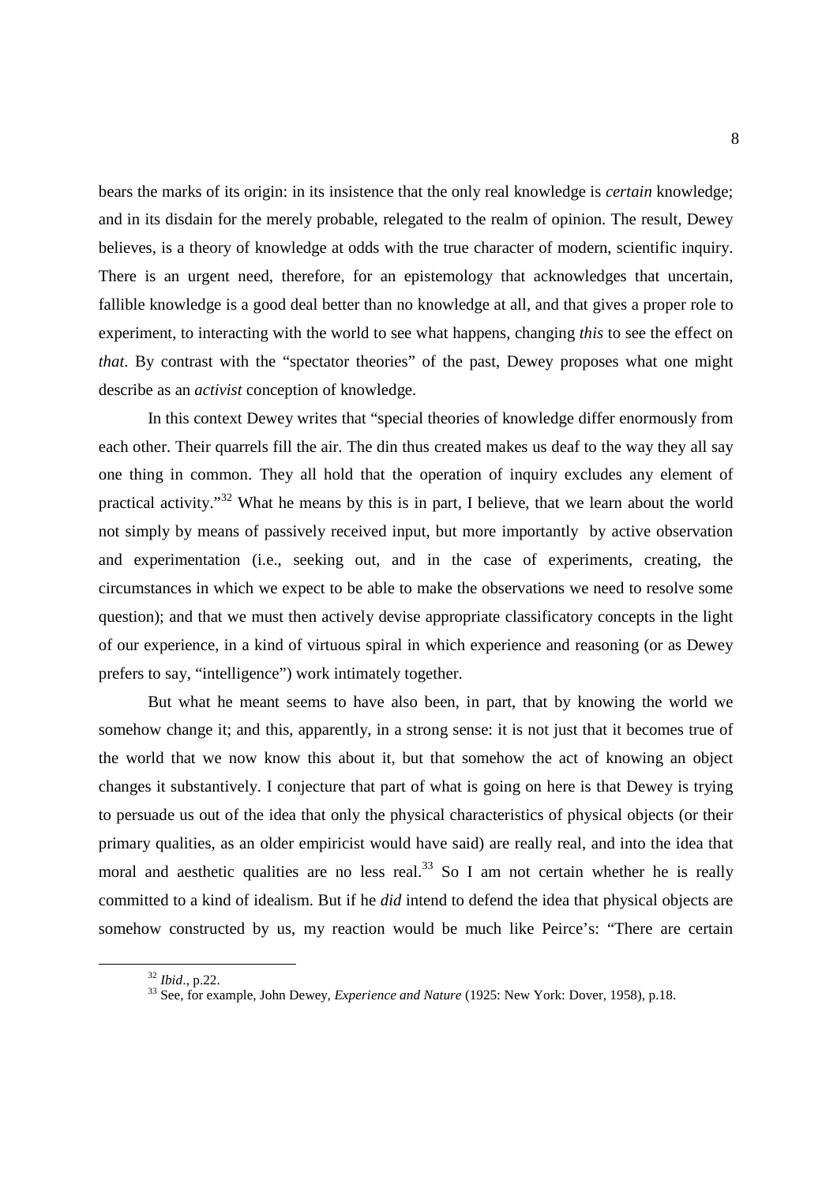bears the marks of its origin: in its insistence that the only real knowledge is *certain* knowledge; and in its disdain for the merely probable, relegated to the realm of opinion. The result, Dewey believes, is a theory of knowledge at odds with the true character of modern, scientific inquiry. There is an urgent need, therefore, for an epistemology that acknowledges that uncertain, fallible knowledge is a good deal better than no knowledge at all, and that gives a proper role to experiment, to interacting with the world to see what happens, changing *this* to see the effect on *that*. By contrast with the "spectator theories" of the past, Dewey proposes what one might describe as an *activist* conception of knowledge.

In this context Dewey writes that "special theories of knowledge differ enormously from each other. Their quarrels fill the air. The din thus created makes us deaf to the way they all say one thing in common. They all hold that the operation of inquiry excludes any element of practical activity."[32] What he means by this is in part, I believe, that we learn about the world not simply by means of passively received input, but more importantly by active observation and experimentation (i.e., seeking out, and in the case of experiments, creating, the circumstances in which we expect to be able to make the observations we need to resolve some question); and that we must then actively devise appropriate classificatory concepts in the light of our experience, in a kind of virtuous spiral in which experience and reasoning (or as Dewey prefers to say, "intelligence") work intimately together.

But what he meant seems to have also been, in part, that by knowing the world we somehow change it; and this, apparently, in a strong sense: it is not just that it becomes true of the world that we now know this about it, but that somehow the act of knowing an object changes it substantively. I conjecture that part of what is going on here is that Dewey is trying to persuade us out of the idea that only the physical characteristics of physical objects (or their primary qualities, as an older empiricist would have said) are really real, and into the idea that moral and aesthetic qualities are no less real.[33] So I am not certain whether he is really committed to a kind of idealism. But if he *did* intend to defend the idea that physical objects are somehow constructed by us, my reaction would be much like Peirce's: "There are certain

[32] *Ibid.*, p.22.

[33] See, for example, John Dewey, *Experience and Nature* (1925: New York: Dover, 1958), p.18.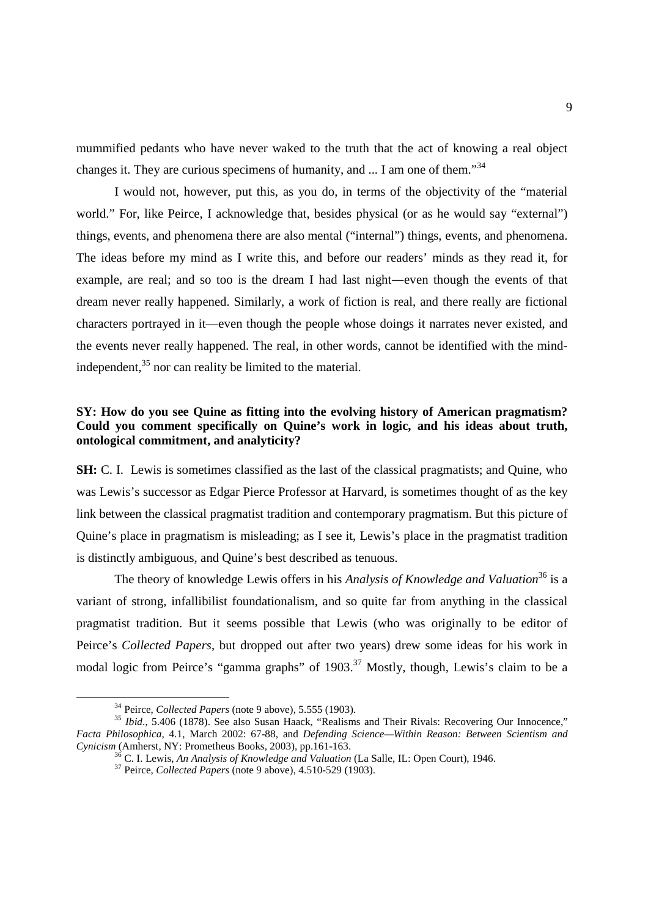mummified pedants who have never waked to the truth that the act of knowing a real object changes it. They are curious specimens of humanity, and ... I am one of them."[34]

I would not, however, put this, as you do, in terms of the objectivity of the "material world." For, like Peirce, I acknowledge that, besides physical (or as he would say "external") things, events, and phenomena there are also mental ("internal") things, events, and phenomena. The ideas before my mind as I write this, and before our readers' minds as they read it, for example, are real; and so too is the dream I had last night—even though the events of that dream never really happened. Similarly, a work of fiction is real, and there really are fictional characters portrayed in it—even though the people whose doings it narrates never existed, and the events never really happened. The real, in other words, cannot be identified with the mind-independent,[35] nor can reality be limited to the material.

**SY: How do you see Quine as fitting into the evolving history of American pragmatism? Could you comment specifically on Quine's work in logic, and his ideas about truth, ontological commitment, and analyticity?**

**SH:** C. I. Lewis is sometimes classified as the last of the classical pragmatists; and Quine, who was Lewis's successor as Edgar Pierce Professor at Harvard, is sometimes thought of as the key link between the classical pragmatist tradition and contemporary pragmatism. But this picture of Quine's place in pragmatism is misleading; as I see it, Lewis's place in the pragmatist tradition is distinctly ambiguous, and Quine's best described as tenuous.

The theory of knowledge Lewis offers in his *Analysis of Knowledge and Valuation*[36] is a variant of strong, infallibilist foundationalism, and so quite far from anything in the classical pragmatist tradition. But it seems possible that Lewis (who was originally to be editor of Peirce's *Collected Papers*, but dropped out after two years) drew some ideas for his work in modal logic from Peirce's "gamma graphs" of 1903.[37] Mostly, though, Lewis's claim to be a

---

[34] Peirce, *Collected Papers* (note 9 above), 5.555 (1903).

[35] *Ibid*., 5.406 (1878). See also Susan Haack, "Realisms and Their Rivals: Recovering Our Innocence," *Facta Philosophica*, 4.1, March 2002: 67-88, and *Defending Science—Within Reason: Between Scientism and Cynicism* (Amherst, NY: Prometheus Books, 2003), pp.161-163.

[36] C. I. Lewis, *An Analysis of Knowledge and Valuation* (La Salle, IL: Open Court), 1946.

[37] Peirce, *Collected Papers* (note 9 above), 4.510-529 (1903).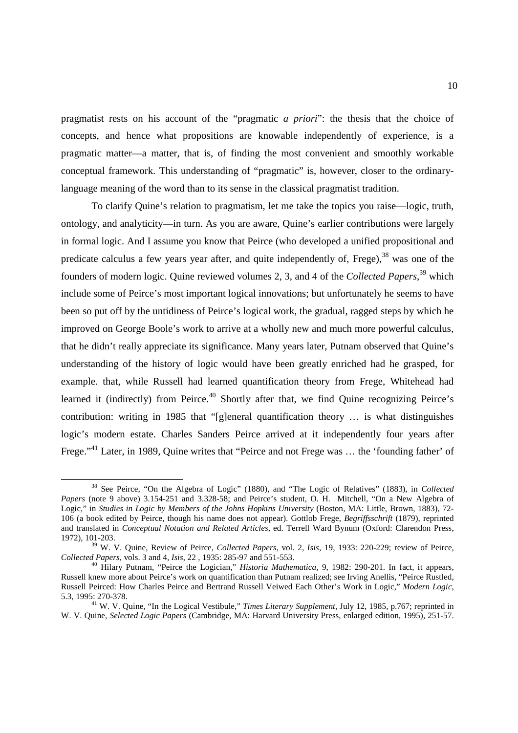pragmatist rests on his account of the "pragmatic *a priori*": the thesis that the choice of concepts, and hence what propositions are knowable independently of experience, is a pragmatic matter—a matter, that is, of finding the most convenient and smoothly workable conceptual framework. This understanding of "pragmatic" is, however, closer to the ordinary-language meaning of the word than to its sense in the classical pragmatist tradition.

To clarify Quine's relation to pragmatism, let me take the topics you raise—logic, truth, ontology, and analyticity—in turn. As you are aware, Quine's earlier contributions were largely in formal logic. And I assume you know that Peirce (who developed a unified propositional and predicate calculus a few years year after, and quite independently of, Frege),[38] was one of the founders of modern logic. Quine reviewed volumes 2, 3, and 4 of the *Collected Papers*,[39] which include some of Peirce's most important logical innovations; but unfortunately he seems to have been so put off by the untidiness of Peirce's logical work, the gradual, ragged steps by which he improved on George Boole's work to arrive at a wholly new and much more powerful calculus, that he didn't really appreciate its significance. Many years later, Putnam observed that Quine's understanding of the history of logic would have been greatly enriched had he grasped, for example. that, while Russell had learned quantification theory from Frege, Whitehead had learned it (indirectly) from Peirce.[40] Shortly after that, we find Quine recognizing Peirce's contribution: writing in 1985 that "[g]eneral quantification theory … is what distinguishes logic's modern estate. Charles Sanders Peirce arrived at it independently four years after Frege."[41] Later, in 1989, Quine writes that "Peirce and not Frege was … the 'founding father' of

---

[38] See Peirce, "On the Algebra of Logic" (1880), and "The Logic of Relatives" (1883), in *Collected Papers* (note 9 above) 3.154-251 and 3.328-58; and Peirce's student, O. H. Mitchell, "On a New Algebra of Logic," in *Studies in Logic by Members of the Johns Hopkins University* (Boston, MA: Little, Brown, 1883), 72-106 (a book edited by Peirce, though his name does not appear). Gottlob Frege, *Begriffsschrift* (1879), reprinted and translated in *Conceptual Notation and Related Articles*, ed. Terrell Ward Bynum (Oxford: Clarendon Press, 1972), 101-203.

[39] W. V. Quine, Review of Peirce, *Collected Papers*, vol. 2, *Isis*, 19, 1933: 220-229; review of Peirce, *Collected Papers*, vols. 3 and 4, *Isis*, 22 , 1935: 285-97 and 551-553.

[40] Hilary Putnam, "Peirce the Logician," *Historia Mathematica*, 9, 1982: 290-201. In fact, it appears, Russell knew more about Peirce's work on quantification than Putnam realized; see Irving Anellis, "Peirce Rustled, Russell Peirced: How Charles Peirce and Bertrand Russell Veiwed Each Other's Work in Logic," *Modern Logic*, 5.3, 1995: 270-378.

[41] W. V. Quine, "In the Logical Vestibule," *Times Literary Supplement*, July 12, 1985, p.767; reprinted in W. V. Quine, *Selected Logic Papers* (Cambridge, MA: Harvard University Press, enlarged edition, 1995), 251-57.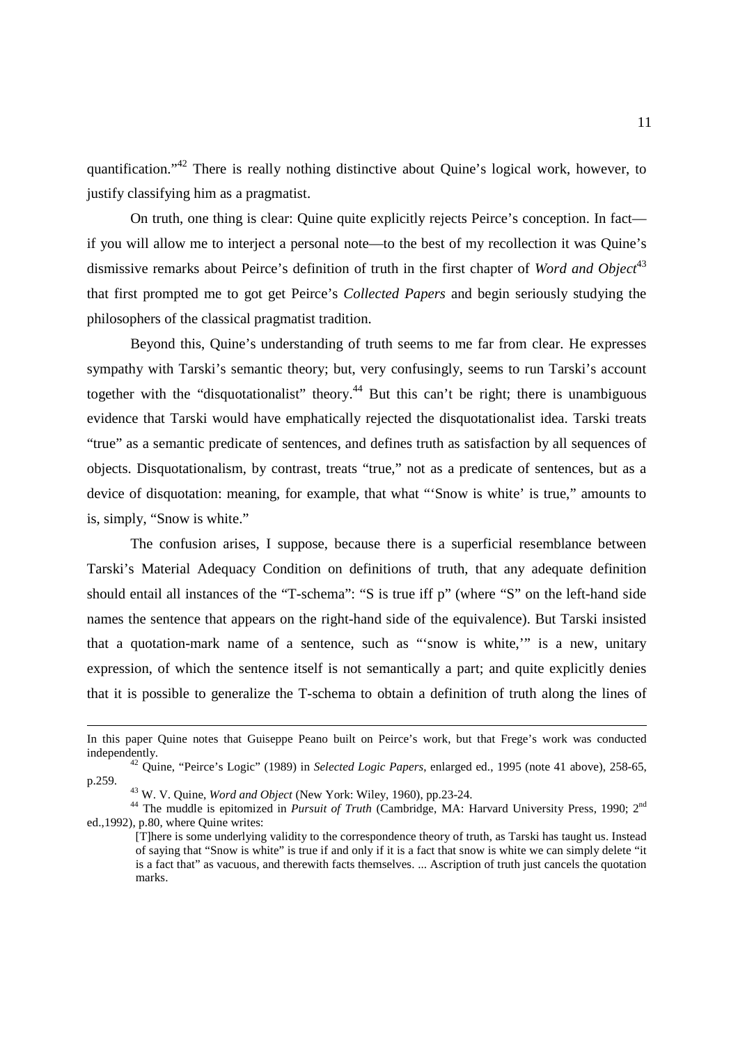quantification."[42] There is really nothing distinctive about Quine's logical work, however, to justify classifying him as a pragmatist.

On truth, one thing is clear: Quine quite explicitly rejects Peirce's conception. In fact—if you will allow me to interject a personal note—to the best of my recollection it was Quine's dismissive remarks about Peirce's definition of truth in the first chapter of *Word and Object*[43] that first prompted me to got get Peirce's *Collected Papers* and begin seriously studying the philosophers of the classical pragmatist tradition.

Beyond this, Quine's understanding of truth seems to me far from clear. He expresses sympathy with Tarski's semantic theory; but, very confusingly, seems to run Tarski's account together with the "disquotationalist" theory.[44] But this can't be right; there is unambiguous evidence that Tarski would have emphatically rejected the disquotationalist idea. Tarski treats "true" as a semantic predicate of sentences, and defines truth as satisfaction by all sequences of objects. Disquotationalism, by contrast, treats "true," not as a predicate of sentences, but as a device of disquotation: meaning, for example, that what "'Snow is white' is true," amounts to is, simply, "Snow is white."

The confusion arises, I suppose, because there is a superficial resemblance between Tarski's Material Adequacy Condition on definitions of truth, that any adequate definition should entail all instances of the "T-schema": "S is true iff p" (where "S" on the left-hand side names the sentence that appears on the right-hand side of the equivalence). But Tarski insisted that a quotation-mark name of a sentence, such as "'snow is white,'" is a new, unitary expression, of which the sentence itself is not semantically a part; and quite explicitly denies that it is possible to generalize the T-schema to obtain a definition of truth along the lines of

---

In this paper Quine notes that Guiseppe Peano built on Peirce's work, but that Frege's work was conducted independently.

[42] Quine, "Peirce's Logic" (1989) in *Selected Logic Papers*, enlarged ed., 1995 (note 41 above), 258-65, p.259.

[43] W. V. Quine, *Word and Object* (New York: Wiley, 1960), pp.23-24.

[44] The muddle is epitomized in *Pursuit of Truth* (Cambridge, MA: Harvard University Press, 1990; 2nd ed.,1992), p.80, where Quine writes:

> [T]here is some underlying validity to the correspondence theory of truth, as Tarski has taught us. Instead of saying that "Snow is white" is true if and only if it is a fact that snow is white we can simply delete "it is a fact that" as vacuous, and therewith facts themselves. ... Ascription of truth just cancels the quotation marks.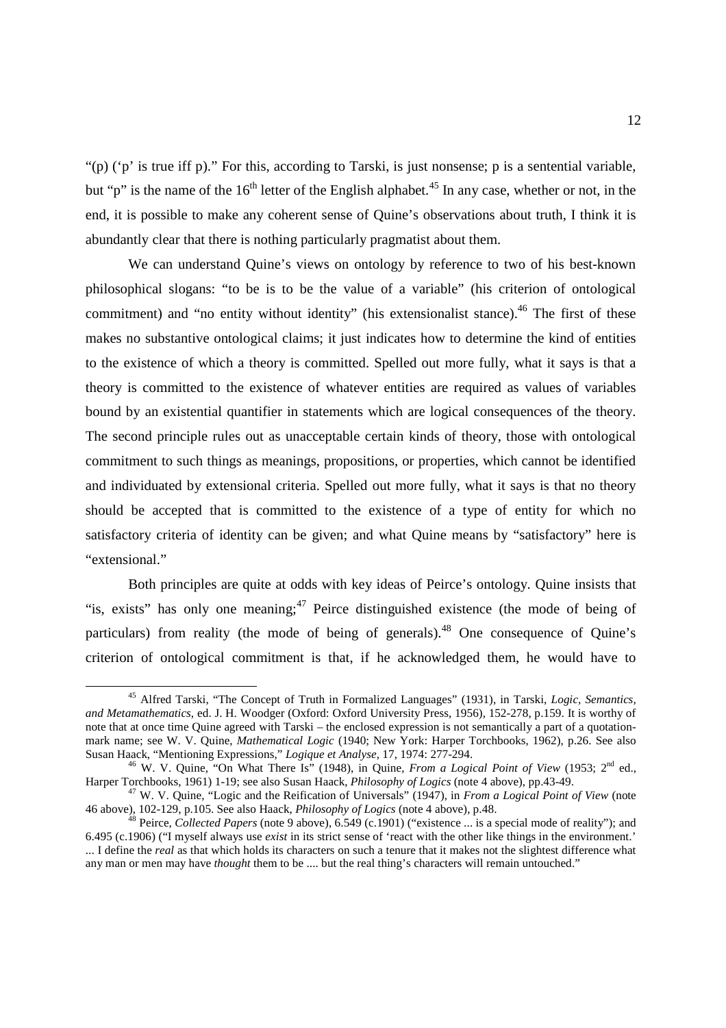"(p) ('p' is true iff p)." For this, according to Tarski, is just nonsense; p is a sentential variable, but "p" is the name of the 16th letter of the English alphabet.[45] In any case, whether or not, in the end, it is possible to make any coherent sense of Quine's observations about truth, I think it is abundantly clear that there is nothing particularly pragmatist about them.

We can understand Quine's views on ontology by reference to two of his best-known philosophical slogans: "to be is to be the value of a variable" (his criterion of ontological commitment) and "no entity without identity" (his extensionalist stance).[46] The first of these makes no substantive ontological claims; it just indicates how to determine the kind of entities to the existence of which a theory is committed. Spelled out more fully, what it says is that a theory is committed to the existence of whatever entities are required as values of variables bound by an existential quantifier in statements which are logical consequences of the theory. The second principle rules out as unacceptable certain kinds of theory, those with ontological commitment to such things as meanings, propositions, or properties, which cannot be identified and individuated by extensional criteria. Spelled out more fully, what it says is that no theory should be accepted that is committed to the existence of a type of entity for which no satisfactory criteria of identity can be given; and what Quine means by "satisfactory" here is "extensional."

Both principles are quite at odds with key ideas of Peirce's ontology. Quine insists that "is, exists" has only one meaning;[47] Peirce distinguished existence (the mode of being of particulars) from reality (the mode of being of generals).[48] One consequence of Quine's criterion of ontological commitment is that, if he acknowledged them, he would have to

---

[45] Alfred Tarski, "The Concept of Truth in Formalized Languages" (1931), in Tarski, *Logic, Semantics, and Metamathematics*, ed. J. H. Woodger (Oxford: Oxford University Press, 1956), 152-278, p.159. It is worthy of note that at once time Quine agreed with Tarski – the enclosed expression is not semantically a part of a quotation-mark name; see W. V. Quine, *Mathematical Logic* (1940; New York: Harper Torchbooks, 1962), p.26. See also Susan Haack, "Mentioning Expressions," *Logique et Analyse*, 17, 1974: 277-294.

[46] W. V. Quine, "On What There Is" (1948), in Quine, *From a Logical Point of View* (1953; 2nd ed., Harper Torchbooks, 1961) 1-19; see also Susan Haack, *Philosophy of Logics* (note 4 above), pp.43-49.

[47] W. V. Quine, "Logic and the Reification of Universals" (1947), in *From a Logical Point of View* (note 46 above), 102-129, p.105. See also Haack, *Philosophy of Logics* (note 4 above), p.48.

[48] Peirce, *Collected Papers* (note 9 above), 6.549 (c.1901) ("existence ... is a special mode of reality"); and 6.495 (c.1906) ("I myself always use *exist* in its strict sense of 'react with the other like things in the environment.' ... I define the *real* as that which holds its characters on such a tenure that it makes not the slightest difference what any man or men may have *thought* them to be .... but the real thing's characters will remain untouched."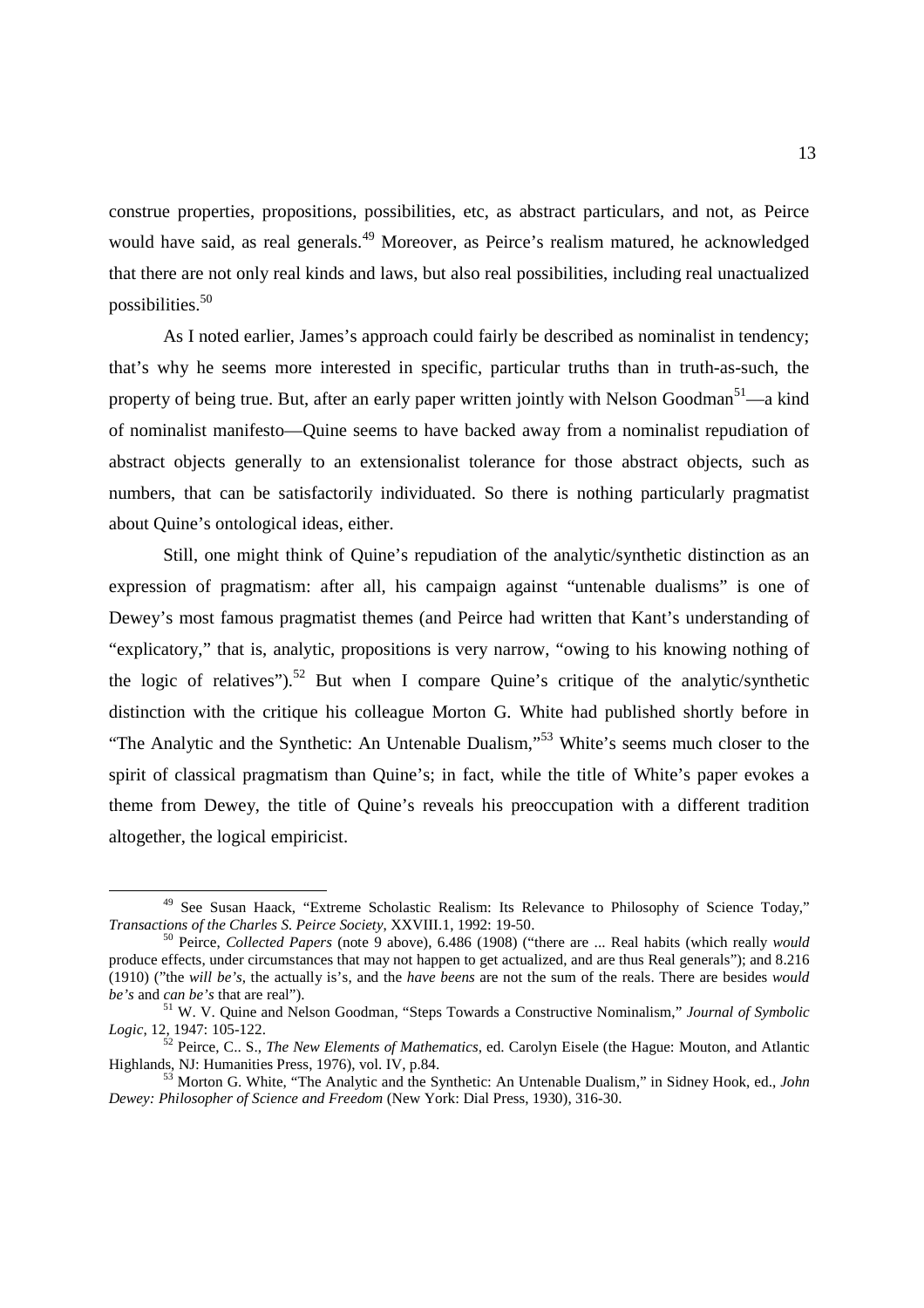construe properties, propositions, possibilities, etc, as abstract particulars, and not, as Peirce would have said, as real generals.[49] Moreover, as Peirce's realism matured, he acknowledged that there are not only real kinds and laws, but also real possibilities, including real unactualized possibilities.[50]

As I noted earlier, James's approach could fairly be described as nominalist in tendency; that's why he seems more interested in specific, particular truths than in truth-as-such, the property of being true. But, after an early paper written jointly with Nelson Goodman[51]—a kind of nominalist manifesto—Quine seems to have backed away from a nominalist repudiation of abstract objects generally to an extensionalist tolerance for those abstract objects, such as numbers, that can be satisfactorily individuated. So there is nothing particularly pragmatist about Quine's ontological ideas, either.

Still, one might think of Quine's repudiation of the analytic/synthetic distinction as an expression of pragmatism: after all, his campaign against "untenable dualisms" is one of Dewey's most famous pragmatist themes (and Peirce had written that Kant's understanding of "explicatory," that is, analytic, propositions is very narrow, "owing to his knowing nothing of the logic of relatives").[52] But when I compare Quine's critique of the analytic/synthetic distinction with the critique his colleague Morton G. White had published shortly before in "The Analytic and the Synthetic: An Untenable Dualism,"[53] White's seems much closer to the spirit of classical pragmatism than Quine's; in fact, while the title of White's paper evokes a theme from Dewey, the title of Quine's reveals his preoccupation with a different tradition altogether, the logical empiricist.

---

[49] See Susan Haack, "Extreme Scholastic Realism: Its Relevance to Philosophy of Science Today," *Transactions of the Charles S. Peirce Society*, XXVIII.1, 1992: 19-50.

[50] Peirce, *Collected Papers* (note 9 above), 6.486 (1908) ("there are ... Real habits (which really *would* produce effects, under circumstances that may not happen to get actualized, and are thus Real generals"); and 8.216 (1910) ("the *will be's*, the actually is's, and the *have beens* are not the sum of the reals. There are besides *would be's* and *can be's* that are real").

[51] W. V. Quine and Nelson Goodman, "Steps Towards a Constructive Nominalism," *Journal of Symbolic Logic*, 12, 1947: 105-122.

[52] Peirce, C.. S., *The New Elements of Mathematics*, ed. Carolyn Eisele (the Hague: Mouton, and Atlantic Highlands, NJ: Humanities Press, 1976), vol. IV, p.84.

[53] Morton G. White, "The Analytic and the Synthetic: An Untenable Dualism," in Sidney Hook, ed., *John Dewey: Philosopher of Science and Freedom* (New York: Dial Press, 1930), 316-30.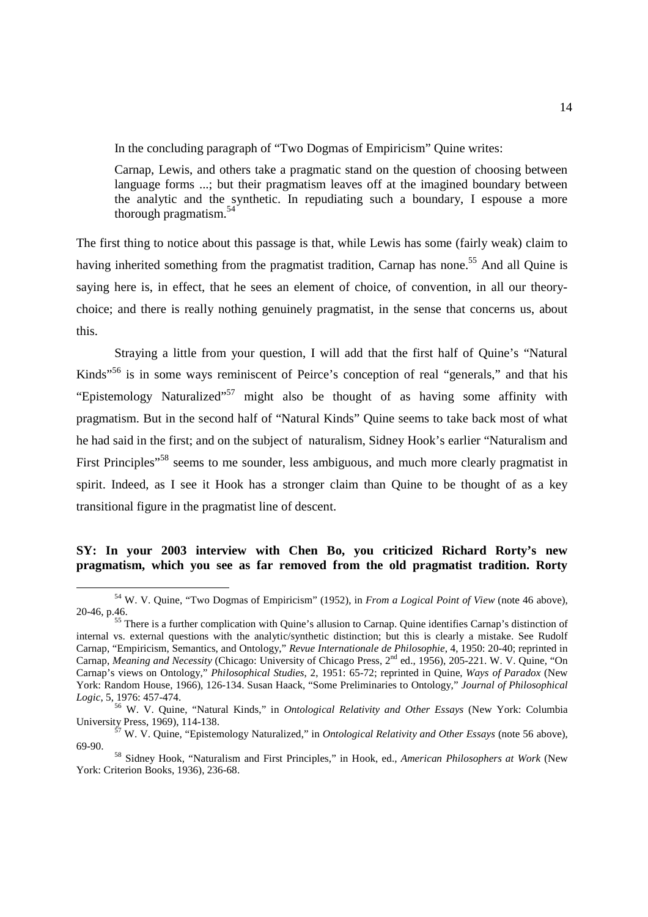In the concluding paragraph of "Two Dogmas of Empiricism" Quine writes:

> Carnap, Lewis, and others take a pragmatic stand on the question of choosing between language forms ...; but their pragmatism leaves off at the imagined boundary between the analytic and the synthetic. In repudiating such a boundary, I espouse a more thorough pragmatism.[54]

The first thing to notice about this passage is that, while Lewis has some (fairly weak) claim to having inherited something from the pragmatist tradition, Carnap has none.[55] And all Quine is saying here is, in effect, that he sees an element of choice, of convention, in all our theory-choice; and there is really nothing genuinely pragmatist, in the sense that concerns us, about this.

Straying a little from your question, I will add that the first half of Quine's "Natural Kinds"[56] is in some ways reminiscent of Peirce's conception of real "generals," and that his "Epistemology Naturalized"[57] might also be thought of as having some affinity with pragmatism. But in the second half of "Natural Kinds" Quine seems to take back most of what he had said in the first; and on the subject of naturalism, Sidney Hook's earlier "Naturalism and First Principles"[58] seems to me sounder, less ambiguous, and much more clearly pragmatist in spirit. Indeed, as I see it Hook has a stronger claim than Quine to be thought of as a key transitional figure in the pragmatist line of descent.

**SY: In your 2003 interview with Chen Bo, you criticized Richard Rorty's new pragmatism, which you see as far removed from the old pragmatist tradition. Rorty**

---

[54] W. V. Quine, "Two Dogmas of Empiricism" (1952), in *From a Logical Point of View* (note 46 above), 20-46, p.46.

[55] There is a further complication with Quine's allusion to Carnap. Quine identifies Carnap's distinction of internal vs. external questions with the analytic/synthetic distinction; but this is clearly a mistake. See Rudolf Carnap, "Empiricism, Semantics, and Ontology," *Revue Internationale de Philosophie*, 4, 1950: 20-40; reprinted in Carnap, *Meaning and Necessity* (Chicago: University of Chicago Press, 2nd ed., 1956), 205-221. W. V. Quine, "On Carnap's views on Ontology," *Philosophical Studies*, 2, 1951: 65-72; reprinted in Quine, *Ways of Paradox* (New York: Random House, 1966), 126-134. Susan Haack, "Some Preliminaries to Ontology," *Journal of Philosophical Logic*, 5, 1976: 457-474.

[56] W. V. Quine, "Natural Kinds," in *Ontological Relativity and Other Essays* (New York: Columbia University Press, 1969), 114-138.

[57] W. V. Quine, "Epistemology Naturalized," in *Ontological Relativity and Other Essays* (note 56 above), 69-90.

[58] Sidney Hook, "Naturalism and First Principles," in Hook, ed., *American Philosophers at Work* (New York: Criterion Books, 1936), 236-68.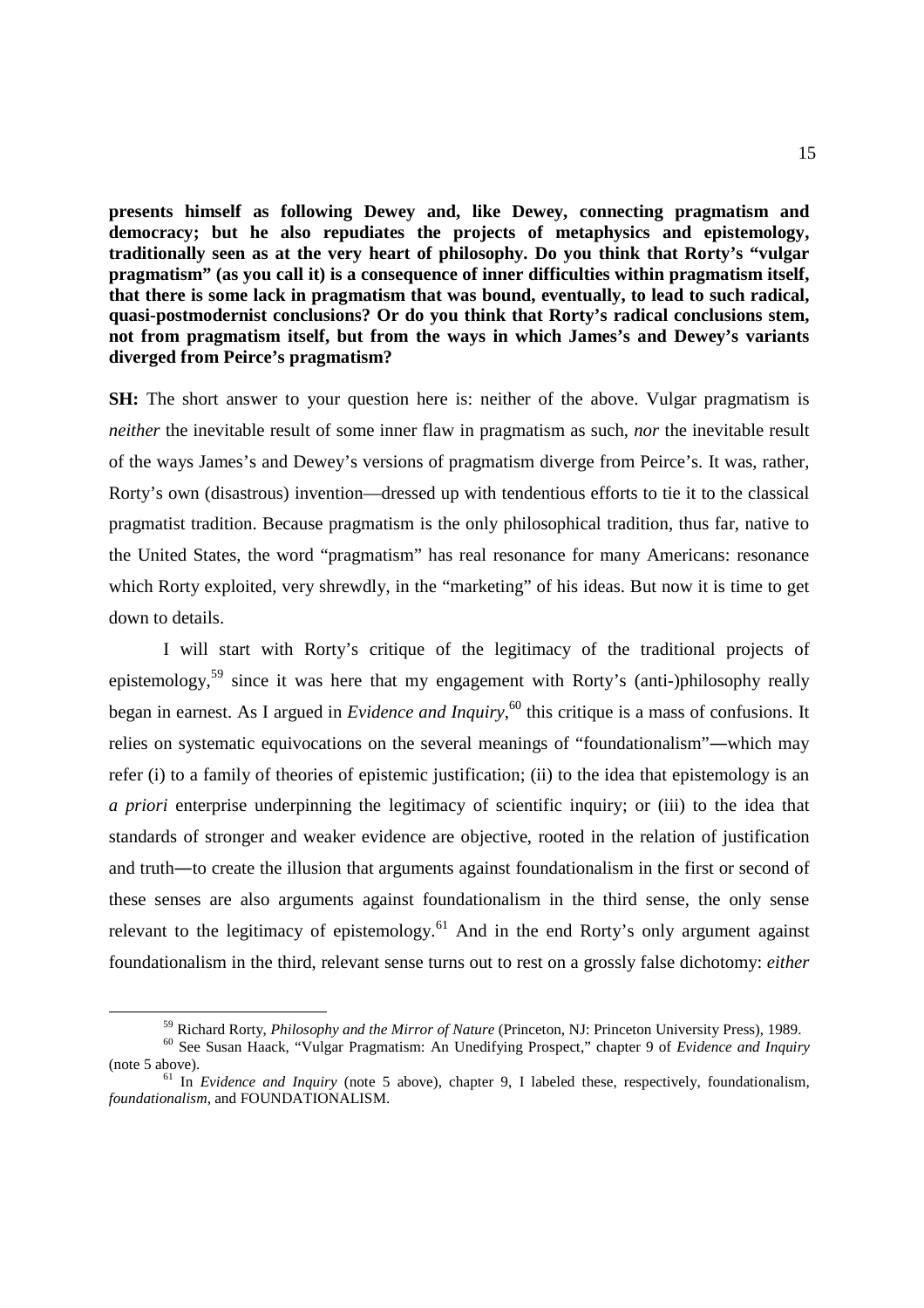**presents himself as following Dewey and, like Dewey, connecting pragmatism and democracy; but he also repudiates the projects of metaphysics and epistemology, traditionally seen as at the very heart of philosophy. Do you think that Rorty's "vulgar pragmatism" (as you call it) is a consequence of inner difficulties within pragmatism itself, that there is some lack in pragmatism that was bound, eventually, to lead to such radical, quasi-postmodernist conclusions? Or do you think that Rorty's radical conclusions stem, not from pragmatism itself, but from the ways in which James's and Dewey's variants diverged from Peirce's pragmatism?**

**SH:** The short answer to your question here is: neither of the above. Vulgar pragmatism is *neither* the inevitable result of some inner flaw in pragmatism as such, *nor* the inevitable result of the ways James's and Dewey's versions of pragmatism diverge from Peirce's. It was, rather, Rorty's own (disastrous) invention—dressed up with tendentious efforts to tie it to the classical pragmatist tradition. Because pragmatism is the only philosophical tradition, thus far, native to the United States, the word "pragmatism" has real resonance for many Americans: resonance which Rorty exploited, very shrewdly, in the "marketing" of his ideas. But now it is time to get down to details.

I will start with Rorty's critique of the legitimacy of the traditional projects of epistemology,[59] since it was here that my engagement with Rorty's (anti-)philosophy really began in earnest. As I argued in *Evidence and Inquiry*,[60] this critique is a mass of confusions. It relies on systematic equivocations on the several meanings of "foundationalism"—which may refer (i) to a family of theories of epistemic justification; (ii) to the idea that epistemology is an *a priori* enterprise underpinning the legitimacy of scientific inquiry; or (iii) to the idea that standards of stronger and weaker evidence are objective, rooted in the relation of justification and truth—to create the illusion that arguments against foundationalism in the first or second of these senses are also arguments against foundationalism in the third sense, the only sense relevant to the legitimacy of epistemology.[61] And in the end Rorty's only argument against foundationalism in the third, relevant sense turns out to rest on a grossly false dichotomy: *either*

---

[59] Richard Rorty, *Philosophy and the Mirror of Nature* (Princeton, NJ: Princeton University Press), 1989.

[60] See Susan Haack, "Vulgar Pragmatism: An Unedifying Prospect," chapter 9 of *Evidence and Inquiry* (note 5 above).

[61] In *Evidence and Inquiry* (note 5 above), chapter 9, I labeled these, respectively, foundationalism, *foundationalism*, and FOUNDATIONALISM.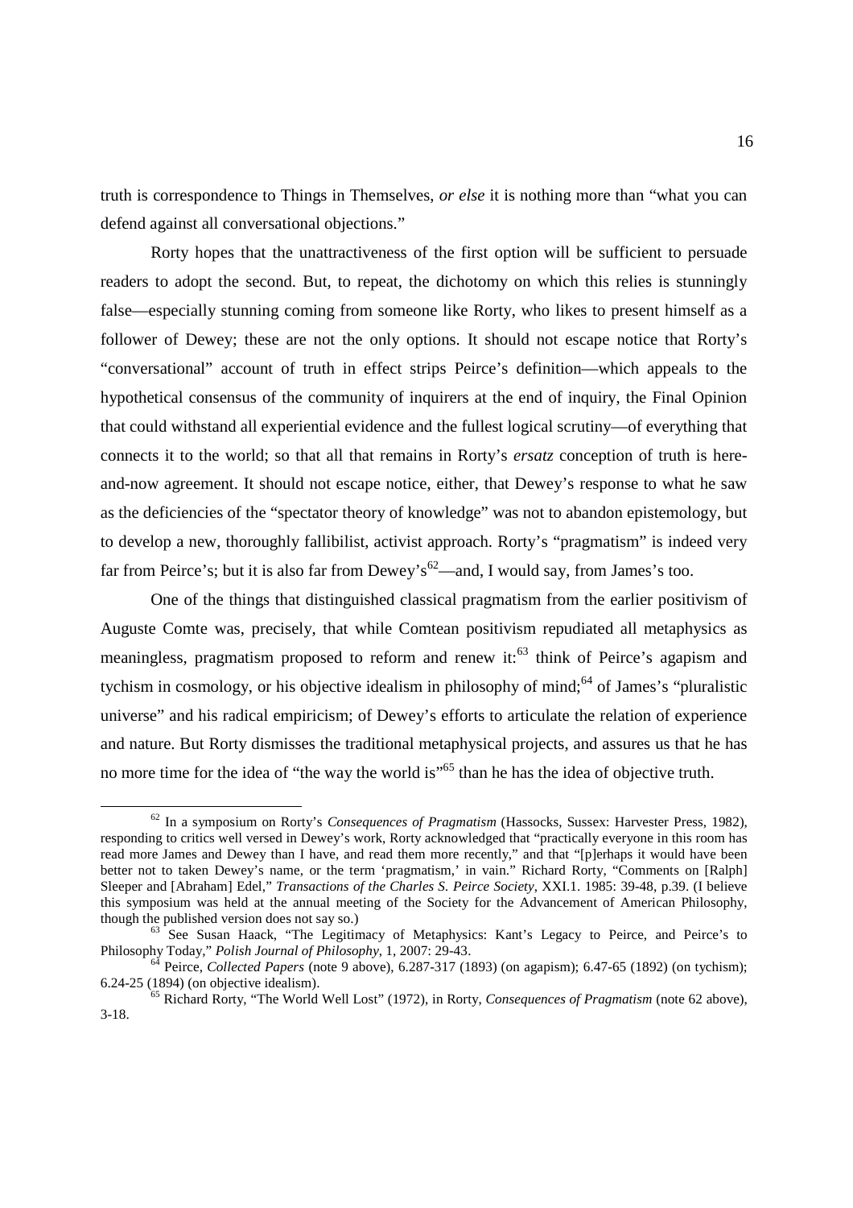truth is correspondence to Things in Themselves, *or else* it is nothing more than "what you can defend against all conversational objections."

Rorty hopes that the unattractiveness of the first option will be sufficient to persuade readers to adopt the second. But, to repeat, the dichotomy on which this relies is stunningly false—especially stunning coming from someone like Rorty, who likes to present himself as a follower of Dewey; these are not the only options. It should not escape notice that Rorty's "conversational" account of truth in effect strips Peirce's definition—which appeals to the hypothetical consensus of the community of inquirers at the end of inquiry, the Final Opinion that could withstand all experiential evidence and the fullest logical scrutiny—of everything that connects it to the world; so that all that remains in Rorty's *ersatz* conception of truth is here-and-now agreement. It should not escape notice, either, that Dewey's response to what he saw as the deficiencies of the "spectator theory of knowledge" was not to abandon epistemology, but to develop a new, thoroughly fallibilist, activist approach. Rorty's "pragmatism" is indeed very far from Peirce's; but it is also far from Dewey's[62]—and, I would say, from James's too.

One of the things that distinguished classical pragmatism from the earlier positivism of Auguste Comte was, precisely, that while Comtean positivism repudiated all metaphysics as meaningless, pragmatism proposed to reform and renew it:[63] think of Peirce's agapism and tychism in cosmology, or his objective idealism in philosophy of mind;[64] of James's "pluralistic universe" and his radical empiricism; of Dewey's efforts to articulate the relation of experience and nature. But Rorty dismisses the traditional metaphysical projects, and assures us that he has no more time for the idea of "the way the world is"[65] than he has the idea of objective truth.

---

[62] In a symposium on Rorty's *Consequences of Pragmatism* (Hassocks, Sussex: Harvester Press, 1982), responding to critics well versed in Dewey's work, Rorty acknowledged that "practically everyone in this room has read more James and Dewey than I have, and read them more recently," and that "[p]erhaps it would have been better not to taken Dewey's name, or the term 'pragmatism,' in vain." Richard Rorty, "Comments on [Ralph] Sleeper and [Abraham] Edel," *Transactions of the Charles S. Peirce Society*, XXI.1. 1985: 39-48, p.39. (I believe this symposium was held at the annual meeting of the Society for the Advancement of American Philosophy, though the published version does not say so.)

[63] See Susan Haack, "The Legitimacy of Metaphysics: Kant's Legacy to Peirce, and Peirce's to Philosophy Today," *Polish Journal of Philosophy*, 1, 2007: 29-43.

[64] Peirce, *Collected Papers* (note 9 above), 6.287-317 (1893) (on agapism); 6.47-65 (1892) (on tychism); 6.24-25 (1894) (on objective idealism).

[65] Richard Rorty, "The World Well Lost" (1972), in Rorty, *Consequences of Pragmatism* (note 62 above), 3-18.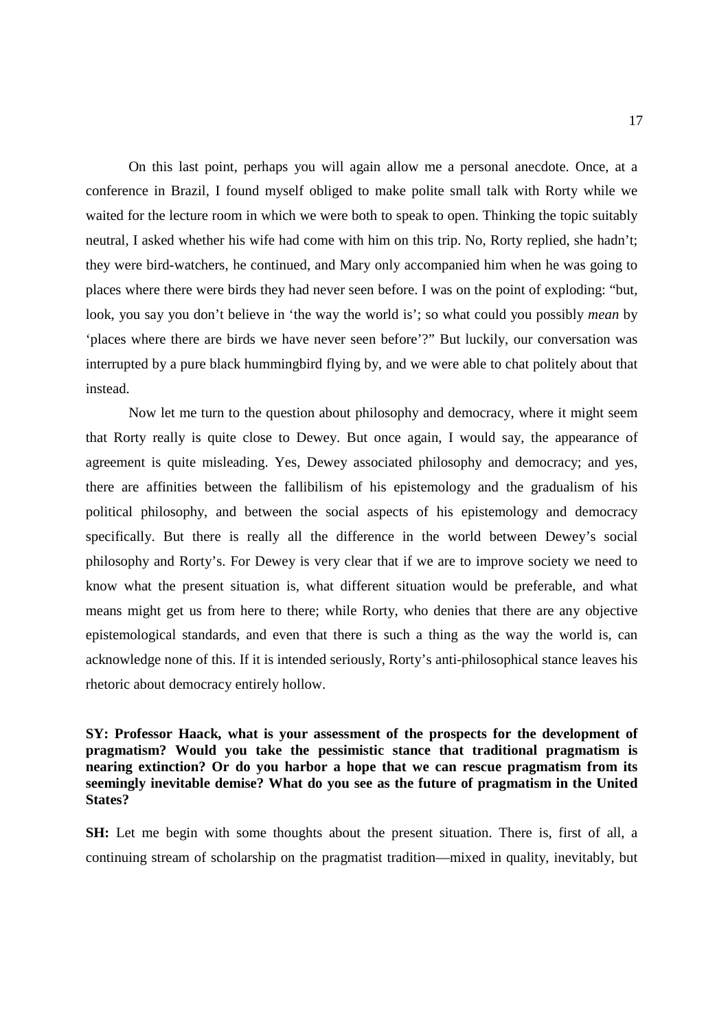On this last point, perhaps you will again allow me a personal anecdote. Once, at a conference in Brazil, I found myself obliged to make polite small talk with Rorty while we waited for the lecture room in which we were both to speak to open. Thinking the topic suitably neutral, I asked whether his wife had come with him on this trip. No, Rorty replied, she hadn't; they were bird-watchers, he continued, and Mary only accompanied him when he was going to places where there were birds they had never seen before. I was on the point of exploding: "but, look, you say you don't believe in 'the way the world is'; so what could you possibly *mean* by 'places where there are birds we have never seen before'?" But luckily, our conversation was interrupted by a pure black hummingbird flying by, and we were able to chat politely about that instead.

Now let me turn to the question about philosophy and democracy, where it might seem that Rorty really is quite close to Dewey. But once again, I would say, the appearance of agreement is quite misleading. Yes, Dewey associated philosophy and democracy; and yes, there are affinities between the fallibilism of his epistemology and the gradualism of his political philosophy, and between the social aspects of his epistemology and democracy specifically. But there is really all the difference in the world between Dewey's social philosophy and Rorty's. For Dewey is very clear that if we are to improve society we need to know what the present situation is, what different situation would be preferable, and what means might get us from here to there; while Rorty, who denies that there are any objective epistemological standards, and even that there is such a thing as the way the world is, can acknowledge none of this. If it is intended seriously, Rorty's anti-philosophical stance leaves his rhetoric about democracy entirely hollow.

**SY: Professor Haack, what is your assessment of the prospects for the development of pragmatism? Would you take the pessimistic stance that traditional pragmatism is nearing extinction? Or do you harbor a hope that we can rescue pragmatism from its seemingly inevitable demise? What do you see as the future of pragmatism in the United States?**

**SH:** Let me begin with some thoughts about the present situation. There is, first of all, a continuing stream of scholarship on the pragmatist tradition—mixed in quality, inevitably, but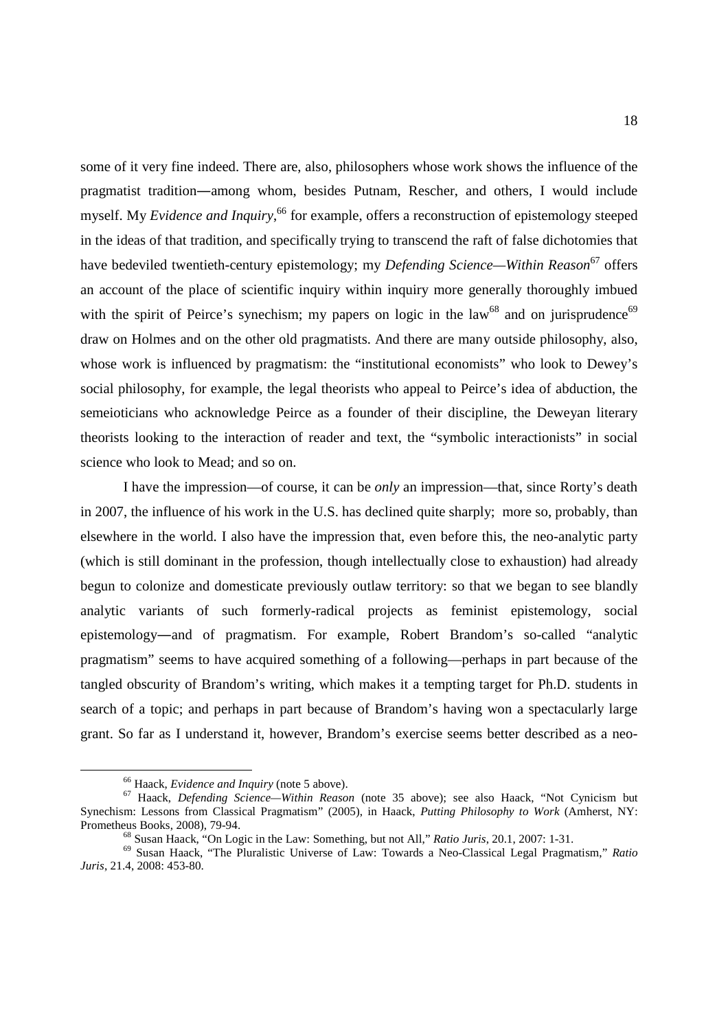some of it very fine indeed. There are, also, philosophers whose work shows the influence of the pragmatist tradition―among whom, besides Putnam, Rescher, and others, I would include myself. My *Evidence and Inquiry*,[66] for example, offers a reconstruction of epistemology steeped in the ideas of that tradition, and specifically trying to transcend the raft of false dichotomies that have bedeviled twentieth-century epistemology; my *Defending Science—Within Reason*[67] offers an account of the place of scientific inquiry within inquiry more generally thoroughly imbued with the spirit of Peirce's synechism; my papers on logic in the law[68] and on jurisprudence[69] draw on Holmes and on the other old pragmatists. And there are many outside philosophy, also, whose work is influenced by pragmatism: the "institutional economists" who look to Dewey's social philosophy, for example, the legal theorists who appeal to Peirce's idea of abduction, the semeioticians who acknowledge Peirce as a founder of their discipline, the Deweyan literary theorists looking to the interaction of reader and text, the "symbolic interactionists" in social science who look to Mead; and so on.

I have the impression—of course, it can be *only* an impression—that, since Rorty's death in 2007, the influence of his work in the U.S. has declined quite sharply; more so, probably, than elsewhere in the world. I also have the impression that, even before this, the neo-analytic party (which is still dominant in the profession, though intellectually close to exhaustion) had already begun to colonize and domesticate previously outlaw territory: so that we began to see blandly analytic variants of such formerly-radical projects as feminist epistemology, social epistemology―and of pragmatism. For example, Robert Brandom's so-called "analytic pragmatism" seems to have acquired something of a following—perhaps in part because of the tangled obscurity of Brandom's writing, which makes it a tempting target for Ph.D. students in search of a topic; and perhaps in part because of Brandom's having won a spectacularly large grant. So far as I understand it, however, Brandom's exercise seems better described as a neo-

---

[66] Haack, *Evidence and Inquiry* (note 5 above).

[67] Haack, *Defending Science—Within Reason* (note 35 above); see also Haack, "Not Cynicism but Synechism: Lessons from Classical Pragmatism" (2005), in Haack, *Putting Philosophy to Work* (Amherst, NY: Prometheus Books, 2008), 79-94.

[68] Susan Haack, "On Logic in the Law: Something, but not All," *Ratio Juris*, 20.1, 2007: 1-31.

[69] Susan Haack, "The Pluralistic Universe of Law: Towards a Neo-Classical Legal Pragmatism," *Ratio Juris*, 21.4, 2008: 453-80.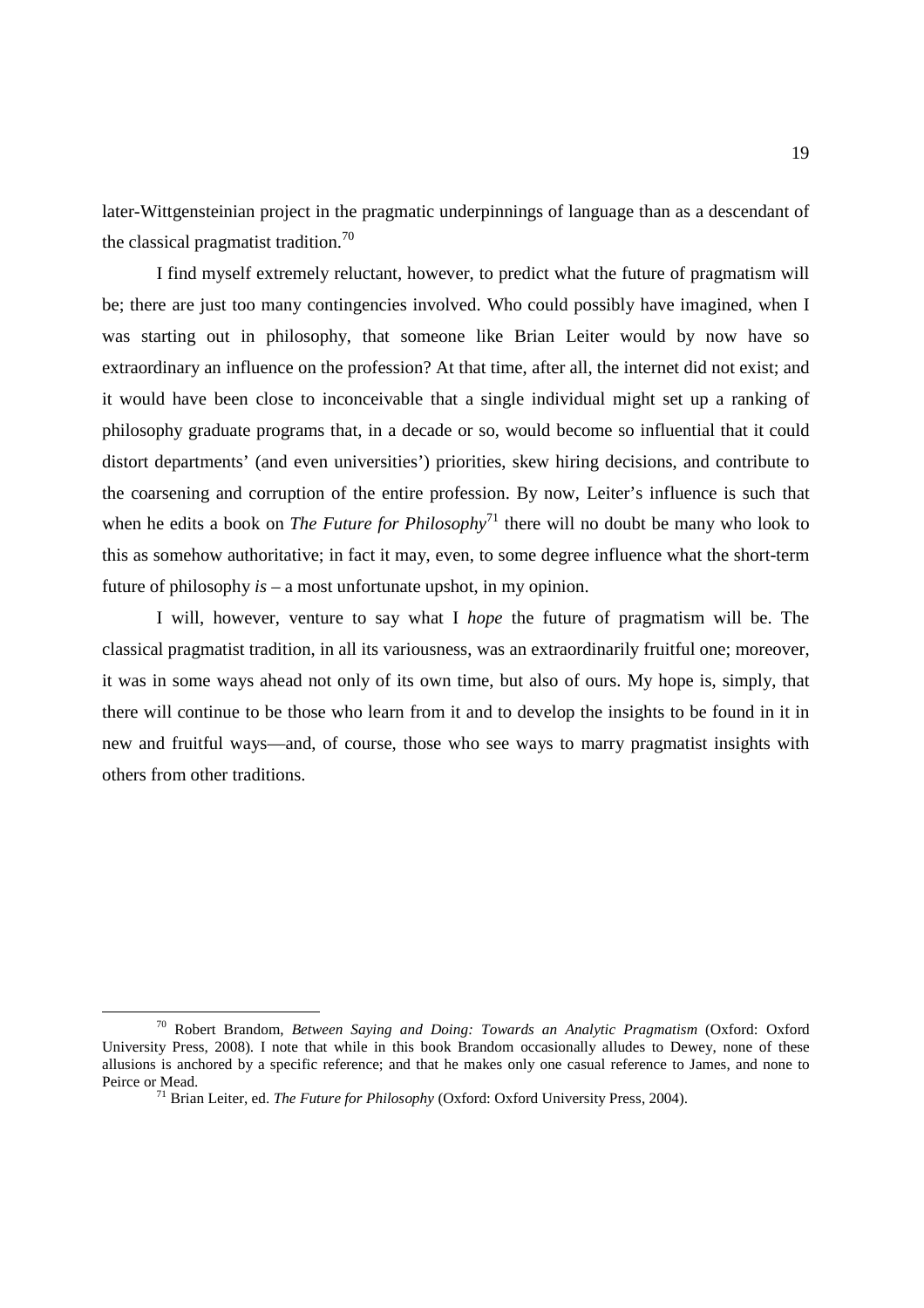later-Wittgensteinian project in the pragmatic underpinnings of language than as a descendant of the classical pragmatist tradition.[70]

I find myself extremely reluctant, however, to predict what the future of pragmatism will be; there are just too many contingencies involved. Who could possibly have imagined, when I was starting out in philosophy, that someone like Brian Leiter would by now have so extraordinary an influence on the profession? At that time, after all, the internet did not exist; and it would have been close to inconceivable that a single individual might set up a ranking of philosophy graduate programs that, in a decade or so, would become so influential that it could distort departments' (and even universities') priorities, skew hiring decisions, and contribute to the coarsening and corruption of the entire profession. By now, Leiter's influence is such that when he edits a book on *The Future for Philosophy*[71] there will no doubt be many who look to this as somehow authoritative; in fact it may, even, to some degree influence what the short-term future of philosophy *is* – a most unfortunate upshot, in my opinion.

I will, however, venture to say what I *hope* the future of pragmatism will be. The classical pragmatist tradition, in all its variousness, was an extraordinarily fruitful one; moreover, it was in some ways ahead not only of its own time, but also of ours. My hope is, simply, that there will continue to be those who learn from it and to develop the insights to be found in it in new and fruitful ways—and, of course, those who see ways to marry pragmatist insights with others from other traditions.

---

[70] Robert Brandom, *Between Saying and Doing: Towards an Analytic Pragmatism* (Oxford: Oxford University Press, 2008). I note that while in this book Brandom occasionally alludes to Dewey, none of these allusions is anchored by a specific reference; and that he makes only one casual reference to James, and none to Peirce or Mead.

[71] Brian Leiter, ed. *The Future for Philosophy* (Oxford: Oxford University Press, 2004).